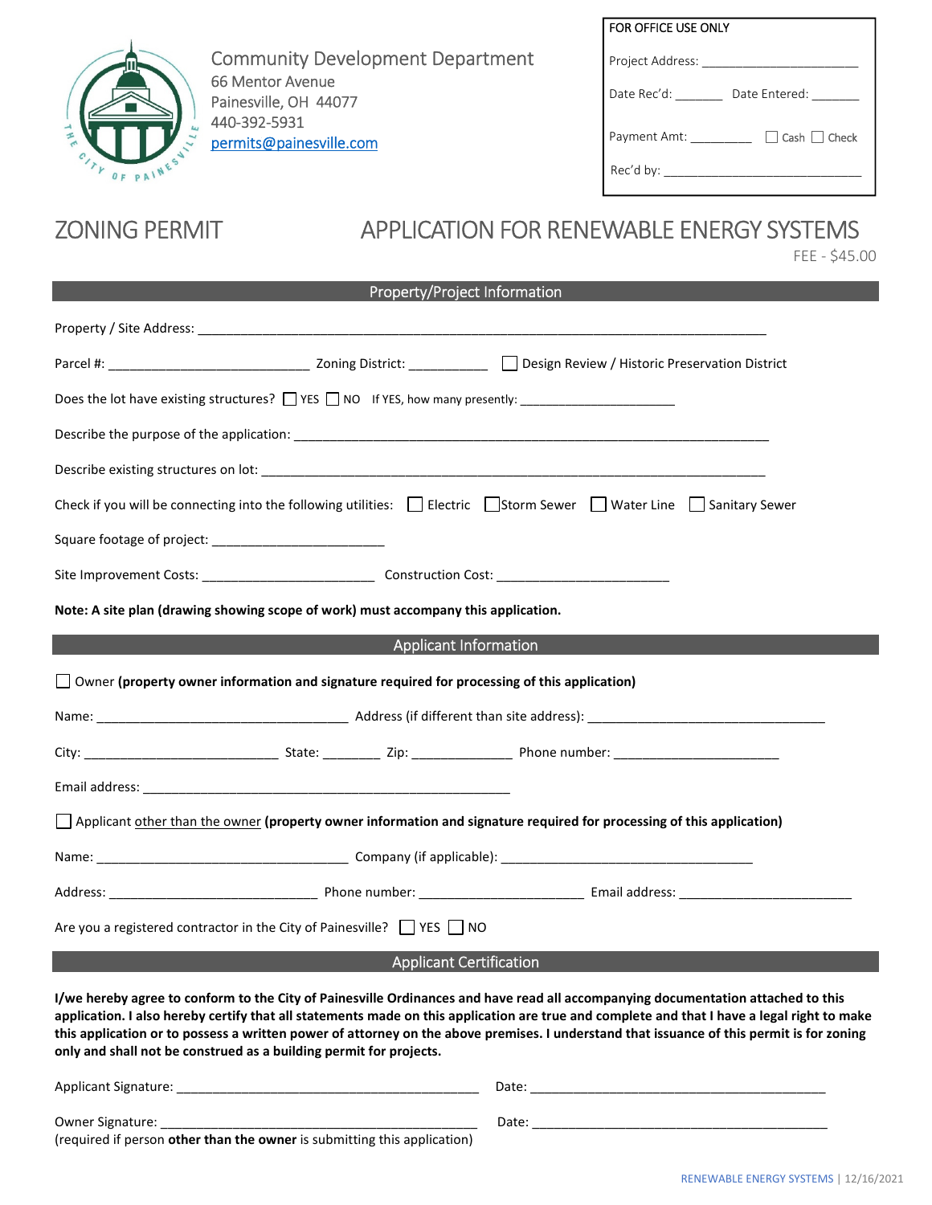Community Development Department
66 Mentor Avenue
Painesville, OH 44077
440-392-5931
permits@painesville.com

FOR OFFICE USE ONLY

Project Address: ______________________

Date Rec'd: _______ Date Entered: _______

Payment Amt: _________ ☐ Cash ☐ Check

Rec'd by: ____________________________

# ZONING PERMIT

# APPLICATION FOR RENEWABLE ENERGY SYSTEMS

FEE - $45.00

## Property/Project Information

Property / Site Address: ______________________________________________________________________________

Parcel #: ___________________________ Zoning District: ___________ ☐ Design Review / Historic Preservation District

Does the lot have existing structures? ☐ YES ☐ NO If YES, how many presently: _____________________

Describe the purpose of the application: _________________________________________________________________

Describe existing structures on lot: _____________________________________________________________________

Check if you will be connecting into the following utilities: ☐ Electric ☐ Storm Sewer ☐ Water Line ☐ Sanitary Sewer

Square footage of project: _______________________

Site Improvement Costs: _______________________ Construction Cost: _______________________

**Note: A site plan (drawing showing scope of work) must accompany this application.**

## Applicant Information

☐ Owner **(property owner information and signature required for processing of this application)**

Name: __________________________________ Address (if different than site address): ________________________________

City: __________________________ State: ________ Zip: _____________ Phone number: ______________________

Email address: _________________________________________________

☐ Applicant other than the owner **(property owner information and signature required for processing of this application)**

Name: __________________________________ Company (if applicable): __________________________________

Address: ____________________________ Phone number: ______________________ Email address: _______________________

Are you a registered contractor in the City of Painesville? ☐ YES ☐ NO

## Applicant Certification

**I/we hereby agree to conform to the City of Painesville Ordinances and have read all accompanying documentation attached to this application. I also hereby certify that all statements made on this application are true and complete and that I have a legal right to make this application or to possess a written power of attorney on the above premises. I understand that issuance of this permit is for zoning only and shall not be construed as a building permit for projects.**

Applicant Signature: _________________________________________ Date: ________________________________________

Owner Signature: ____________________________________________ Date: ________________________________________
(required if person **other than the owner** is submitting this application)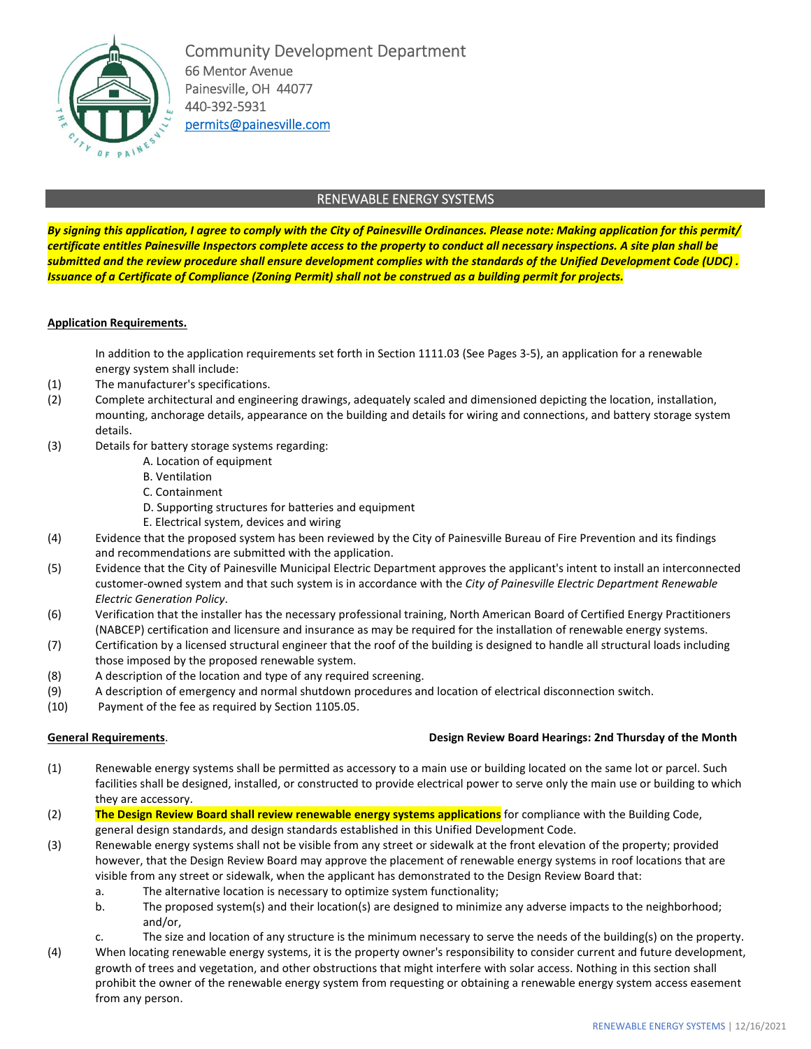Community Development Department
66 Mentor Avenue
Painesville, OH 44077
440-392-5931
permits@painesville.com

## RENEWABLE ENERGY SYSTEMS

***By signing this application, I agree to comply with the City of Painesville Ordinances. Please note: Making application for this permit/ certificate entitles Painesville Inspectors complete access to the property to conduct all necessary inspections. A site plan shall be submitted and the review procedure shall ensure development complies with the standards of the Unified Development Code (UDC) . Issuance of a Certificate of Compliance (Zoning Permit) shall not be construed as a building permit for projects.***

**Application Requirements.**

In addition to the application requirements set forth in Section 1111.03 (See Pages 3-5), an application for a renewable energy system shall include:

(1) The manufacturer's specifications.

(2) Complete architectural and engineering drawings, adequately scaled and dimensioned depicting the location, installation, mounting, anchorage details, appearance on the building and details for wiring and connections, and battery storage system details.

(3) Details for battery storage systems regarding:
  - A. Location of equipment
  - B. Ventilation
  - C. Containment
  - D. Supporting structures for batteries and equipment
  - E. Electrical system, devices and wiring

(4) Evidence that the proposed system has been reviewed by the City of Painesville Bureau of Fire Prevention and its findings and recommendations are submitted with the application.

(5) Evidence that the City of Painesville Municipal Electric Department approves the applicant's intent to install an interconnected customer-owned system and that such system is in accordance with the *City of Painesville Electric Department Renewable Electric Generation Policy*.

(6) Verification that the installer has the necessary professional training, North American Board of Certified Energy Practitioners (NABCEP) certification and licensure and insurance as may be required for the installation of renewable energy systems.

(7) Certification by a licensed structural engineer that the roof of the building is designed to handle all structural loads including those imposed by the proposed renewable system.

(8) A description of the location and type of any required screening.

(9) A description of emergency and normal shutdown procedures and location of electrical disconnection switch.

(10) Payment of the fee as required by Section 1105.05.

**General Requirements**. **Design Review Board Hearings: 2nd Thursday of the Month**

(1) Renewable energy systems shall be permitted as accessory to a main use or building located on the same lot or parcel. Such facilities shall be designed, installed, or constructed to provide electrical power to serve only the main use or building to which they are accessory.

(2) **The Design Review Board shall review renewable energy systems applications** for compliance with the Building Code, general design standards, and design standards established in this Unified Development Code.

(3) Renewable energy systems shall not be visible from any street or sidewalk at the front elevation of the property; provided however, that the Design Review Board may approve the placement of renewable energy systems in roof locations that are visible from any street or sidewalk, when the applicant has demonstrated to the Design Review Board that:
  - a. The alternative location is necessary to optimize system functionality;
  - b. The proposed system(s) and their location(s) are designed to minimize any adverse impacts to the neighborhood; and/or,
  - c. The size and location of any structure is the minimum necessary to serve the needs of the building(s) on the property.

(4) When locating renewable energy systems, it is the property owner's responsibility to consider current and future development, growth of trees and vegetation, and other obstructions that might interfere with solar access. Nothing in this section shall prohibit the owner of the renewable energy system from requesting or obtaining a renewable energy system access easement from any person.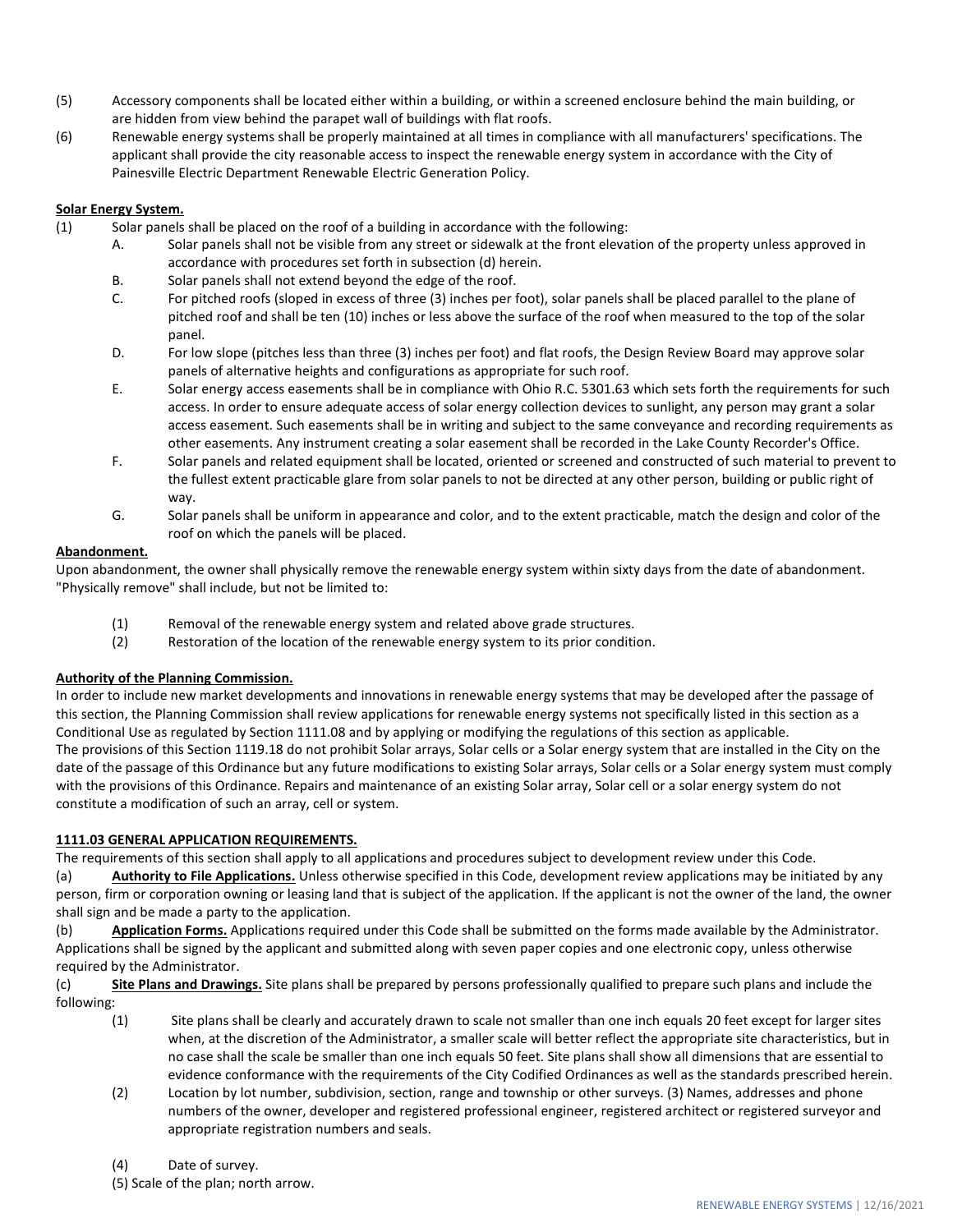(5) Accessory components shall be located either within a building, or within a screened enclosure behind the main building, or are hidden from view behind the parapet wall of buildings with flat roofs.

(6) Renewable energy systems shall be properly maintained at all times in compliance with all manufacturers' specifications. The applicant shall provide the city reasonable access to inspect the renewable energy system in accordance with the City of Painesville Electric Department Renewable Electric Generation Policy.

**Solar Energy System.**

(1) Solar panels shall be placed on the roof of a building in accordance with the following:

A. Solar panels shall not be visible from any street or sidewalk at the front elevation of the property unless approved in accordance with procedures set forth in subsection (d) herein.

B. Solar panels shall not extend beyond the edge of the roof.

C. For pitched roofs (sloped in excess of three (3) inches per foot), solar panels shall be placed parallel to the plane of pitched roof and shall be ten (10) inches or less above the surface of the roof when measured to the top of the solar panel.

D. For low slope (pitches less than three (3) inches per foot) and flat roofs, the Design Review Board may approve solar panels of alternative heights and configurations as appropriate for such roof.

E. Solar energy access easements shall be in compliance with Ohio R.C. 5301.63 which sets forth the requirements for such access. In order to ensure adequate access of solar energy collection devices to sunlight, any person may grant a solar access easement. Such easements shall be in writing and subject to the same conveyance and recording requirements as other easements. Any instrument creating a solar easement shall be recorded in the Lake County Recorder's Office.

F. Solar panels and related equipment shall be located, oriented or screened and constructed of such material to prevent to the fullest extent practicable glare from solar panels to not be directed at any other person, building or public right of way.

G. Solar panels shall be uniform in appearance and color, and to the extent practicable, match the design and color of the roof on which the panels will be placed.

**Abandonment.**

Upon abandonment, the owner shall physically remove the renewable energy system within sixty days from the date of abandonment. "Physically remove" shall include, but not be limited to:

(1) Removal of the renewable energy system and related above grade structures.

(2) Restoration of the location of the renewable energy system to its prior condition.

**Authority of the Planning Commission.**

In order to include new market developments and innovations in renewable energy systems that may be developed after the passage of this section, the Planning Commission shall review applications for renewable energy systems not specifically listed in this section as a Conditional Use as regulated by Section 1111.08 and by applying or modifying the regulations of this section as applicable.

The provisions of this Section 1119.18 do not prohibit Solar arrays, Solar cells or a Solar energy system that are installed in the City on the date of the passage of this Ordinance but any future modifications to existing Solar arrays, Solar cells or a Solar energy system must comply with the provisions of this Ordinance. Repairs and maintenance of an existing Solar array, Solar cell or a solar energy system do not constitute a modification of such an array, cell or system.

**1111.03 GENERAL APPLICATION REQUIREMENTS.**

The requirements of this section shall apply to all applications and procedures subject to development review under this Code.

(a) **Authority to File Applications.** Unless otherwise specified in this Code, development review applications may be initiated by any person, firm or corporation owning or leasing land that is subject of the application. If the applicant is not the owner of the land, the owner shall sign and be made a party to the application.

(b) **Application Forms.** Applications required under this Code shall be submitted on the forms made available by the Administrator. Applications shall be signed by the applicant and submitted along with seven paper copies and one electronic copy, unless otherwise required by the Administrator.

(c) **Site Plans and Drawings.** Site plans shall be prepared by persons professionally qualified to prepare such plans and include the following:

(1) Site plans shall be clearly and accurately drawn to scale not smaller than one inch equals 20 feet except for larger sites when, at the discretion of the Administrator, a smaller scale will better reflect the appropriate site characteristics, but in no case shall the scale be smaller than one inch equals 50 feet. Site plans shall show all dimensions that are essential to evidence conformance with the requirements of the City Codified Ordinances as well as the standards prescribed herein.

(2) Location by lot number, subdivision, section, range and township or other surveys. (3) Names, addresses and phone numbers of the owner, developer and registered professional engineer, registered architect or registered surveyor and appropriate registration numbers and seals.

(4) Date of survey.

(5) Scale of the plan; north arrow.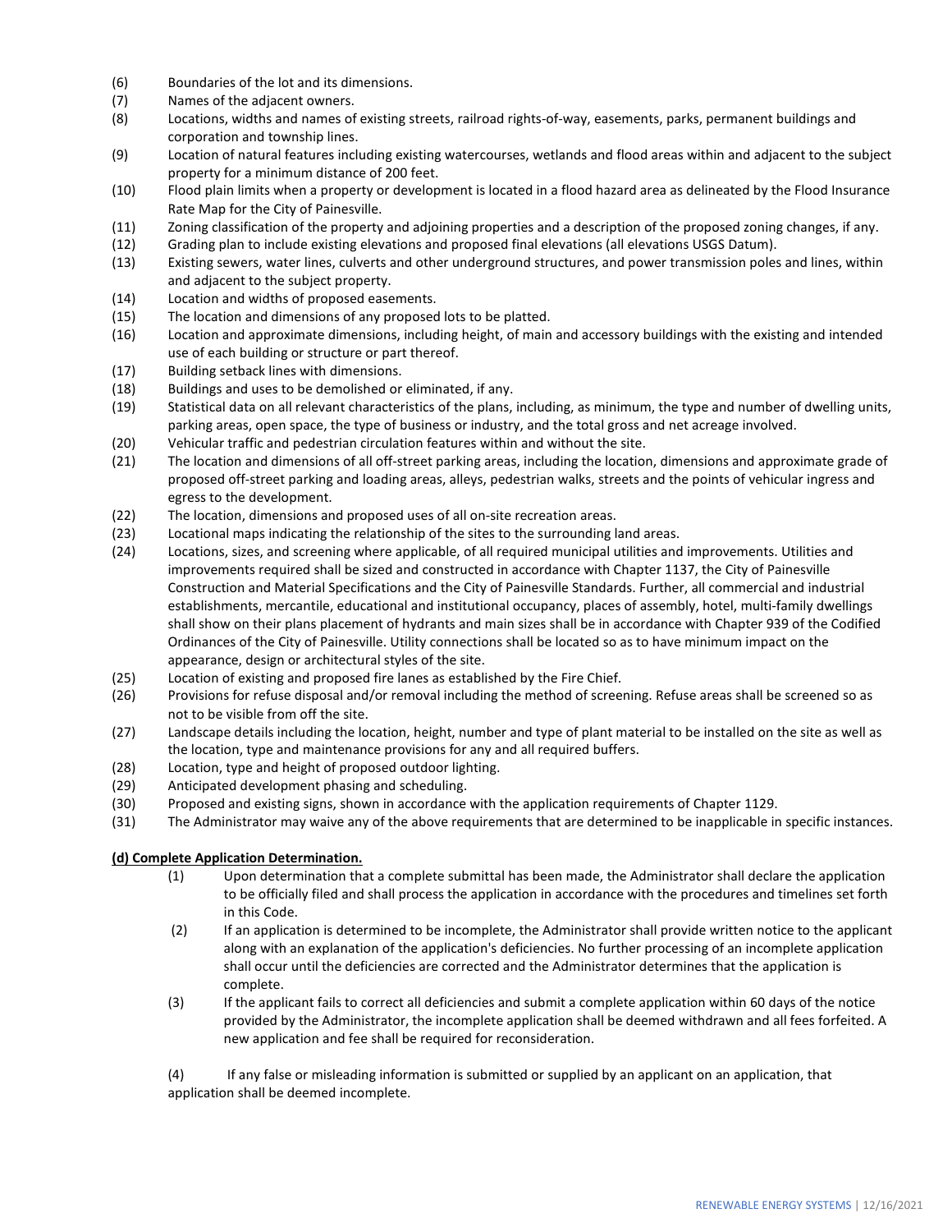(6) Boundaries of the lot and its dimensions.
(7) Names of the adjacent owners.
(8) Locations, widths and names of existing streets, railroad rights-of-way, easements, parks, permanent buildings and corporation and township lines.
(9) Location of natural features including existing watercourses, wetlands and flood areas within and adjacent to the subject property for a minimum distance of 200 feet.
(10) Flood plain limits when a property or development is located in a flood hazard area as delineated by the Flood Insurance Rate Map for the City of Painesville.
(11) Zoning classification of the property and adjoining properties and a description of the proposed zoning changes, if any.
(12) Grading plan to include existing elevations and proposed final elevations (all elevations USGS Datum).
(13) Existing sewers, water lines, culverts and other underground structures, and power transmission poles and lines, within and adjacent to the subject property.
(14) Location and widths of proposed easements.
(15) The location and dimensions of any proposed lots to be platted.
(16) Location and approximate dimensions, including height, of main and accessory buildings with the existing and intended use of each building or structure or part thereof.
(17) Building setback lines with dimensions.
(18) Buildings and uses to be demolished or eliminated, if any.
(19) Statistical data on all relevant characteristics of the plans, including, as minimum, the type and number of dwelling units, parking areas, open space, the type of business or industry, and the total gross and net acreage involved.
(20) Vehicular traffic and pedestrian circulation features within and without the site.
(21) The location and dimensions of all off-street parking areas, including the location, dimensions and approximate grade of proposed off-street parking and loading areas, alleys, pedestrian walks, streets and the points of vehicular ingress and egress to the development.
(22) The location, dimensions and proposed uses of all on-site recreation areas.
(23) Locational maps indicating the relationship of the sites to the surrounding land areas.
(24) Locations, sizes, and screening where applicable, of all required municipal utilities and improvements. Utilities and improvements required shall be sized and constructed in accordance with Chapter 1137, the City of Painesville Construction and Material Specifications and the City of Painesville Standards. Further, all commercial and industrial establishments, mercantile, educational and institutional occupancy, places of assembly, hotel, multi-family dwellings shall show on their plans placement of hydrants and main sizes shall be in accordance with Chapter 939 of the Codified Ordinances of the City of Painesville. Utility connections shall be located so as to have minimum impact on the appearance, design or architectural styles of the site.
(25) Location of existing and proposed fire lanes as established by the Fire Chief.
(26) Provisions for refuse disposal and/or removal including the method of screening. Refuse areas shall be screened so as not to be visible from off the site.
(27) Landscape details including the location, height, number and type of plant material to be installed on the site as well as the location, type and maintenance provisions for any and all required buffers.
(28) Location, type and height of proposed outdoor lighting.
(29) Anticipated development phasing and scheduling.
(30) Proposed and existing signs, shown in accordance with the application requirements of Chapter 1129.
(31) The Administrator may waive any of the above requirements that are determined to be inapplicable in specific instances.

**(d) Complete Application Determination.**

(1) Upon determination that a complete submittal has been made, the Administrator shall declare the application to be officially filed and shall process the application in accordance with the procedures and timelines set forth in this Code.

(2) If an application is determined to be incomplete, the Administrator shall provide written notice to the applicant along with an explanation of the application's deficiencies. No further processing of an incomplete application shall occur until the deficiencies are corrected and the Administrator determines that the application is complete.

(3) If the applicant fails to correct all deficiencies and submit a complete application within 60 days of the notice provided by the Administrator, the incomplete application shall be deemed withdrawn and all fees forfeited. A new application and fee shall be required for reconsideration.

(4) If any false or misleading information is submitted or supplied by an applicant on an application, that application shall be deemed incomplete.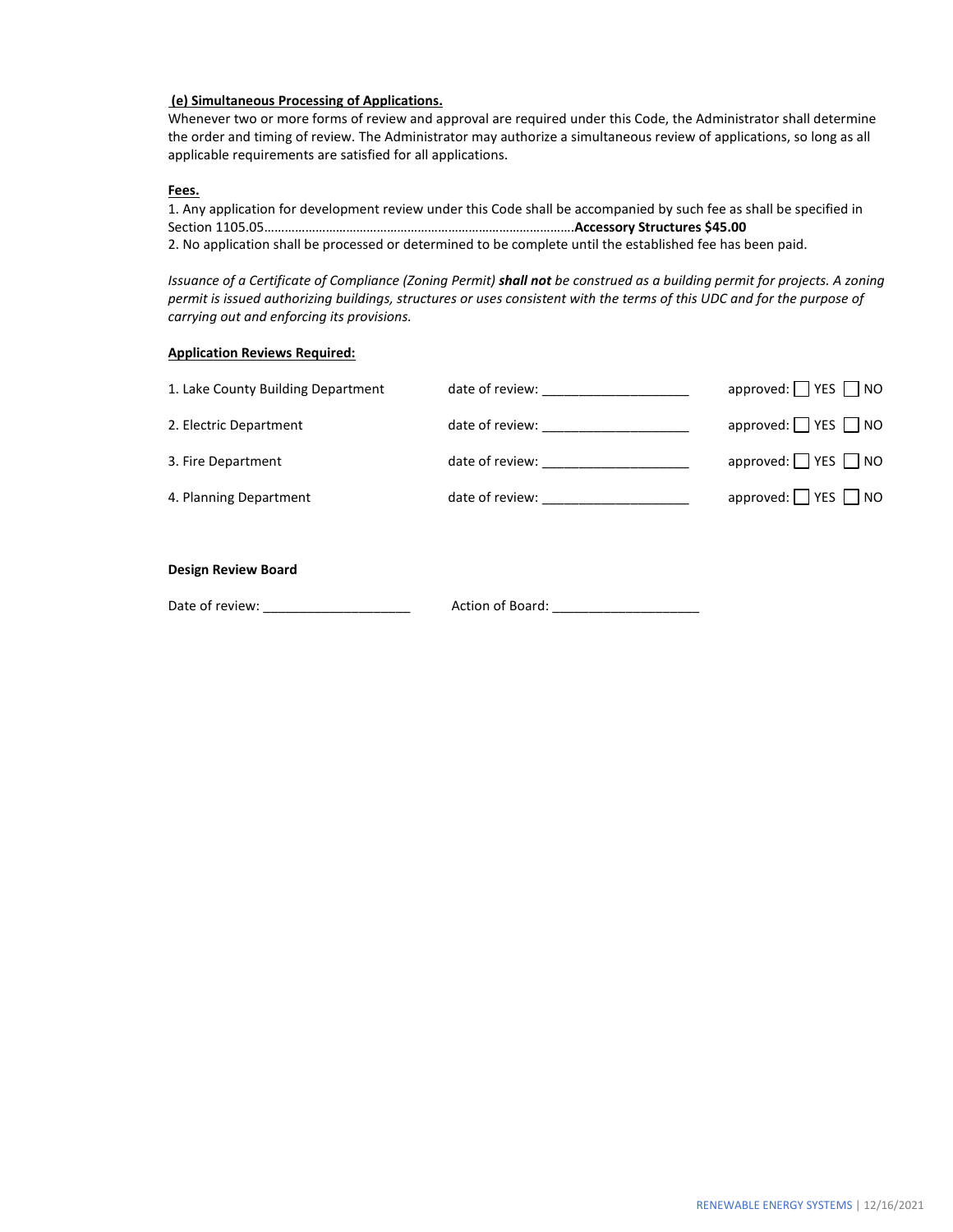**(e) Simultaneous Processing of Applications.**

Whenever two or more forms of review and approval are required under this Code, the Administrator shall determine the order and timing of review. The Administrator may authorize a simultaneous review of applications, so long as all applicable requirements are satisfied for all applications.

**Fees.**

1. Any application for development review under this Code shall be accompanied by such fee as shall be specified in Section 1105.05……………………………………………………………………………….**Accessory Structures $45.00**
2. No application shall be processed or determined to be complete until the established fee has been paid.

*Issuance of a Certificate of Compliance (Zoning Permit)* ***shall not*** *be construed as a building permit for projects. A zoning permit is issued authorizing buildings, structures or uses consistent with the terms of this UDC and for the purpose of carrying out and enforcing its provisions.*

**Application Reviews Required:**

| | | |
|---|---|---|
| 1. Lake County Building Department | date of review: ____________________ | approved: ☐ YES ☐ NO |
| 2. Electric Department | date of review: ____________________ | approved: ☐ YES ☐ NO |
| 3. Fire Department | date of review: ____________________ | approved: ☐ YES ☐ NO |
| 4. Planning Department | date of review: ____________________ | approved: ☐ YES ☐ NO |

**Design Review Board**

Date of review: ____________________ Action of Board: ____________________